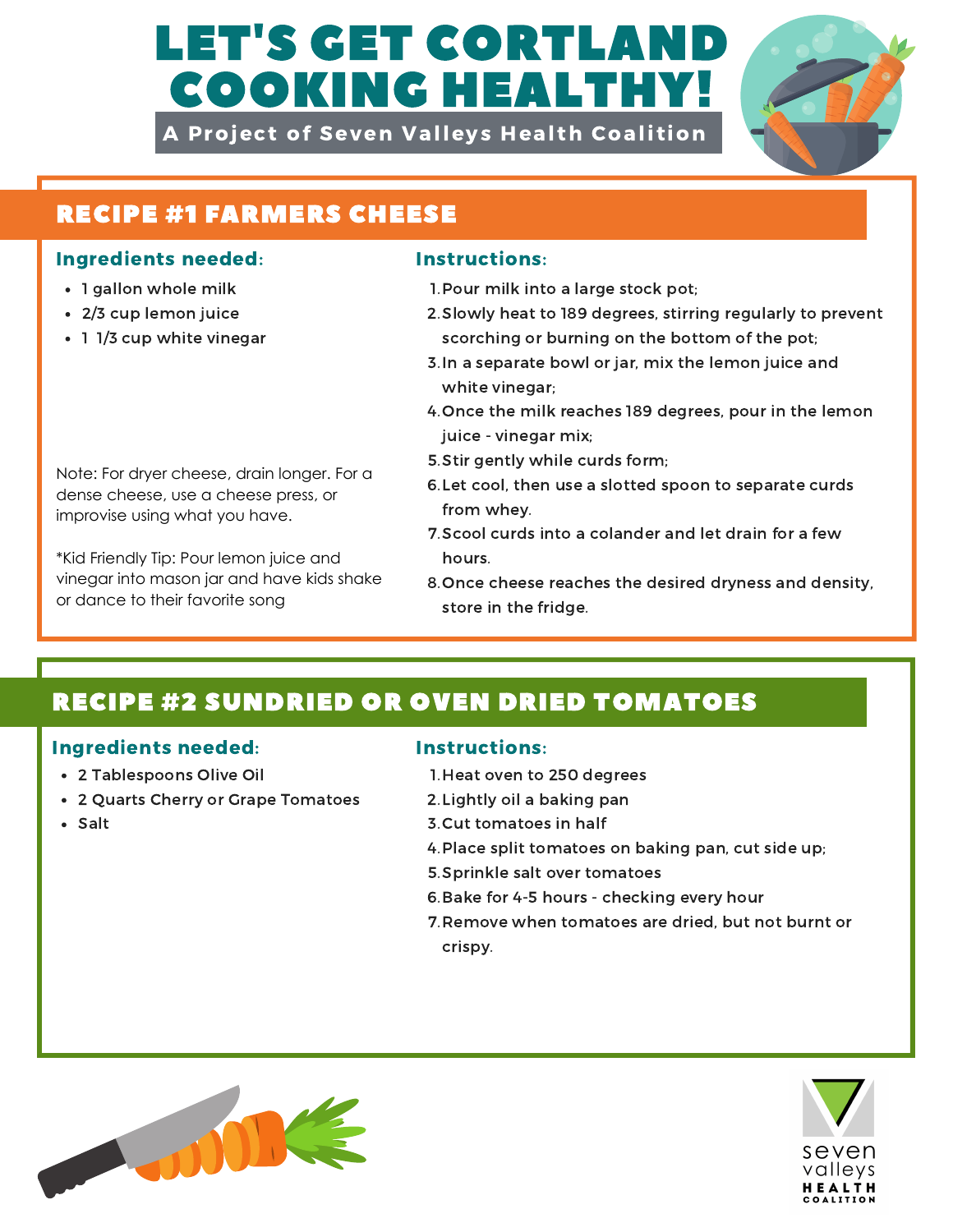# LET'S GET CORTLAND COOKING HEALTHY!

**A Project of Seven Valleys Health Coalition**

## RECIPE #1 FARMERS CHEESE

### Ingredients needed:

- 1 gallon whole milk
- 2/3 cup lemon juice
- 1 1/3 cup white vinegar

Note: For dryer cheese, drain longer. For a dense cheese, use a cheese press, or improvise using what you have.

*Kid Friendly Tip: Pour lemon juice and vinegar into mason jar and have kids shake or dance to their favorite song

### Instructions:

1. Pour milk into a large stock pot;
2. Slowly heat to 189 degrees, stirring regularly to prevent scorching or burning on the bottom of the pot;
3. In a separate bowl or jar, mix the lemon juice and white vinegar;
4. Once the milk reaches 189 degrees, pour in the lemon juice - vinegar mix;
5. Stir gently while curds form;
6. Let cool, then use a slotted spoon to separate curds from whey.
7. Scool curds into a colander and let drain for a few hours.
8. Once cheese reaches the desired dryness and density, store in the fridge.

## RECIPE #2 SUNDRIED OR OVEN DRIED TOMATOES

### Ingredients needed:

- 2 Tablespoons Olive Oil
- 2 Quarts Cherry or Grape Tomatoes
- Salt

### Instructions:

1. Heat oven to 250 degrees
2. Lightly oil a baking pan
3. Cut tomatoes in half
4. Place split tomatoes on baking pan, cut side up;
5. Sprinkle salt over tomatoes
6. Bake for 4-5 hours - checking every hour
7. Remove when tomatoes are dried, but not burnt or crispy.

seven valleys HEALTH COALITION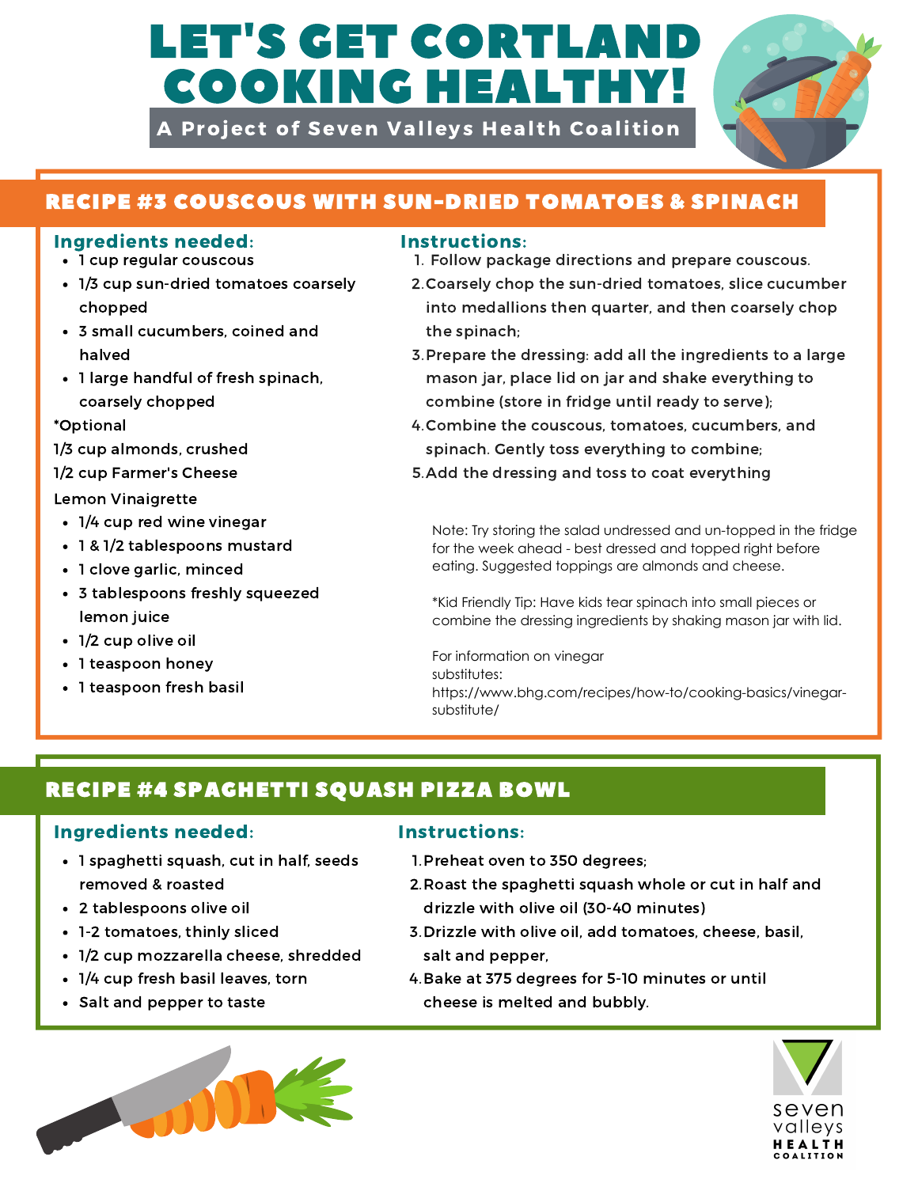# LET'S GET CORTLAND COOKING HEALTHY!

**A Project of Seven Valleys Health Coalition**

## RECIPE #3 COUSCOUS WITH SUN-DRIED TOMATOES & SPINACH

### Ingredients needed:

- 1 cup regular couscous
- 1/3 cup sun-dried tomatoes coarsely chopped
- 3 small cucumbers, coined and halved
- 1 large handful of fresh spinach, coarsely chopped

*Optional
1/3 cup almonds, crushed
1/2 cup Farmer's Cheese

Lemon Vinaigrette

- 1/4 cup red wine vinegar
- 1 & 1/2 tablespoons mustard
- 1 clove garlic, minced
- 3 tablespoons freshly squeezed lemon juice
- 1/2 cup olive oil
- 1 teaspoon honey
- 1 teaspoon fresh basil

### Instructions:

1. Follow package directions and prepare couscous.
2. Coarsely chop the sun-dried tomatoes, slice cucumber into medallions then quarter, and then coarsely chop the spinach;
3. Prepare the dressing: add all the ingredients to a large mason jar, place lid on jar and shake everything to combine (store in fridge until ready to serve);
4. Combine the couscous, tomatoes, cucumbers, and spinach. Gently toss everything to combine;
5. Add the dressing and toss to coat everything

Note: Try storing the salad undressed and un-topped in the fridge for the week ahead - best dressed and topped right before eating. Suggested toppings are almonds and cheese.

*Kid Friendly Tip: Have kids tear spinach into small pieces or combine the dressing ingredients by shaking mason jar with lid.

For information on vinegar substitutes: https://www.bhg.com/recipes/how-to/cooking-basics/vinegar-substitute/

## RECIPE #4 SPAGHETTI SQUASH PIZZA BOWL

### Ingredients needed:

- 1 spaghetti squash, cut in half, seeds removed & roasted
- 2 tablespoons olive oil
- 1-2 tomatoes, thinly sliced
- 1/2 cup mozzarella cheese, shredded
- 1/4 cup fresh basil leaves, torn
- Salt and pepper to taste

### Instructions:

1. Preheat oven to 350 degrees;
2. Roast the spaghetti squash whole or cut in half and drizzle with olive oil (30-40 minutes)
3. Drizzle with olive oil, add tomatoes, cheese, basil, salt and pepper,
4. Bake at 375 degrees for 5-10 minutes or until cheese is melted and bubbly.

seven valleys HEALTH COALITION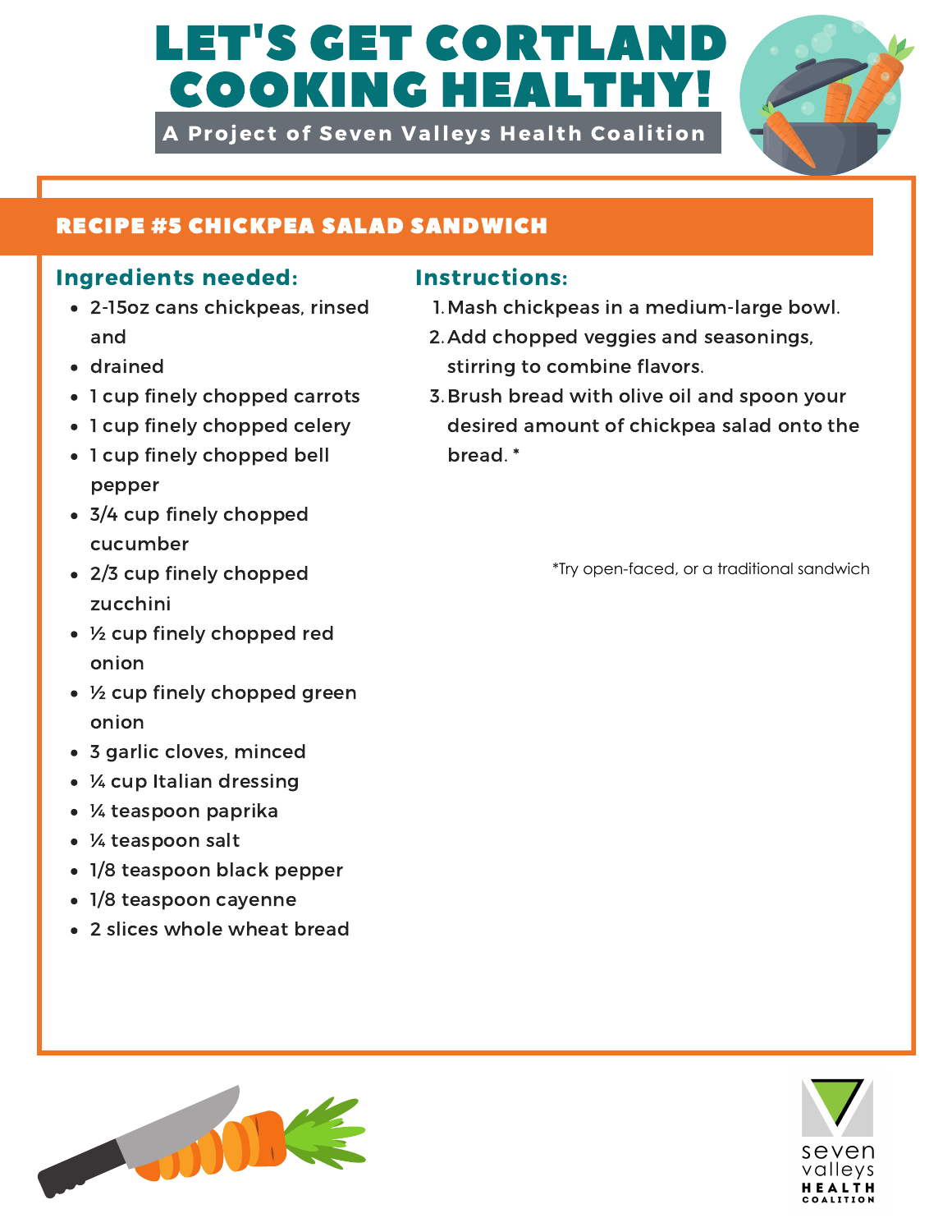# LET'S GET CORTLAND COOKING HEALTHY!

**A Project of Seven Valleys Health Coalition**

## RECIPE #5 CHICKPEA SALAD SANDWICH

### Ingredients needed:

- 2-15oz cans chickpeas, rinsed and
- drained
- 1 cup finely chopped carrots
- 1 cup finely chopped celery
- 1 cup finely chopped bell pepper
- 3/4 cup finely chopped cucumber
- 2/3 cup finely chopped zucchini
- ½ cup finely chopped red onion
- ½ cup finely chopped green onion
- 3 garlic cloves, minced
- ¼ cup Italian dressing
- ¼ teaspoon paprika
- ¼ teaspoon salt
- 1/8 teaspoon black pepper
- 1/8 teaspoon cayenne
- 2 slices whole wheat bread

### Instructions:

1. Mash chickpeas in a medium-large bowl.
2. Add chopped veggies and seasonings, stirring to combine flavors.
3. Brush bread with olive oil and spoon your desired amount of chickpea salad onto the bread. *

*Try open-faced, or a traditional sandwich

seven valleys HEALTH COALITION